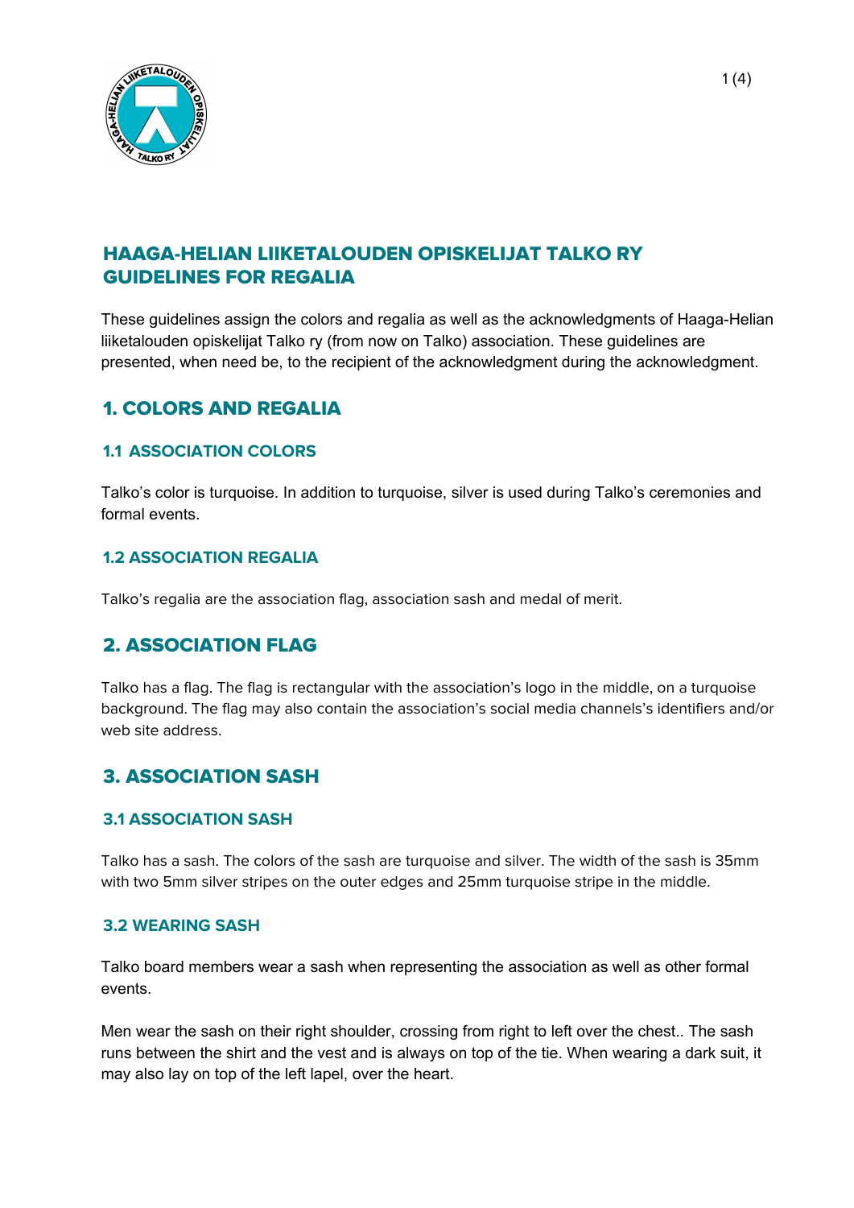# HAAGA-HELIAN LIIKETALOUDEN OPISKELIJAT TALKO RY GUIDELINES FOR REGALIA

These guidelines assign the colors and regalia as well as the acknowledgments of Haaga-Helian liiketalouden opiskelijat Talko ry (from now on Talko) association. These guidelines are presented, when need be, to the recipient of the acknowledgment during the acknowledgment.

## 1. COLORS AND REGALIA

### 1.1 ASSOCIATION COLORS

Talko's color is turquoise. In addition to turquoise, silver is used during Talko's ceremonies and formal events.

### 1.2 ASSOCIATION REGALIA

Talko's regalia are the association flag, association sash and medal of merit.

## 2. ASSOCIATION FLAG

Talko has a flag. The flag is rectangular with the association's logo in the middle, on a turquoise background. The flag may also contain the association's social media channels's identifiers and/or web site address.

## 3. ASSOCIATION SASH

### 3.1 ASSOCIATION SASH

Talko has a sash. The colors of the sash are turquoise and silver. The width of the sash is 35mm with two 5mm silver stripes on the outer edges and 25mm turquoise stripe in the middle.

### 3.2 WEARING SASH

Talko board members wear a sash when representing the association as well as other formal events.

Men wear the sash on their right shoulder, crossing from right to left over the chest.. The sash runs between the shirt and the vest and is always on top of the tie. When wearing a dark suit, it may also lay on top of the left lapel, over the heart.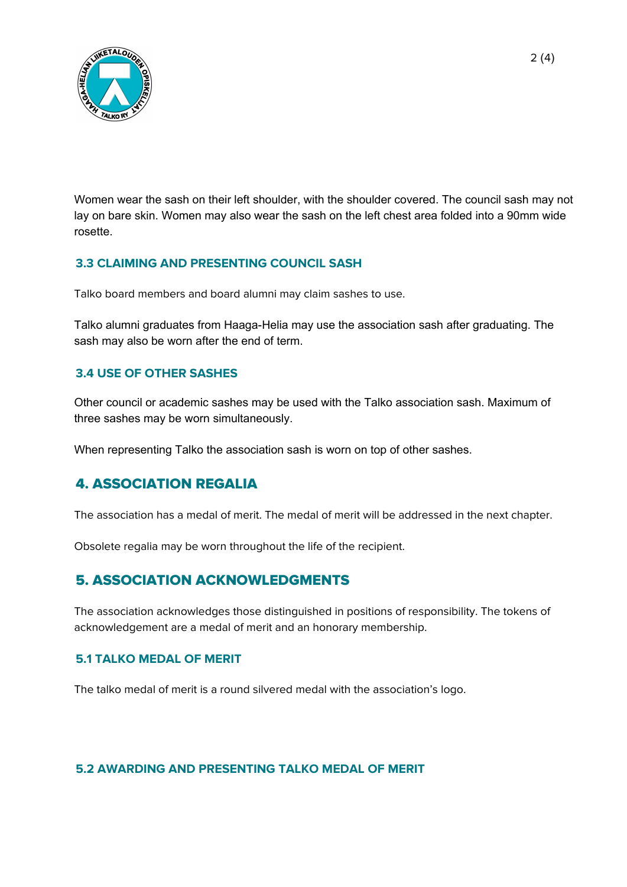Women wear the sash on their left shoulder, with the shoulder covered. The council sash may not lay on bare skin. Women may also wear the sash on the left chest area folded into a 90mm wide rosette.

### 3.3 CLAIMING AND PRESENTING COUNCIL SASH

Talko board members and board alumni may claim sashes to use.

Talko alumni graduates from Haaga-Helia may use the association sash after graduating. The sash may also be worn after the end of term.

### 3.4 USE OF OTHER SASHES

Other council or academic sashes may be used with the Talko association sash. Maximum of three sashes may be worn simultaneously.

When representing Talko the association sash is worn on top of other sashes.

## 4. ASSOCIATION REGALIA

The association has a medal of merit. The medal of merit will be addressed in the next chapter.

Obsolete regalia may be worn throughout the life of the recipient.

## 5. ASSOCIATION ACKNOWLEDGMENTS

The association acknowledges those distinguished in positions of responsibility. The tokens of acknowledgement are a medal of merit and an honorary membership.

### 5.1 TALKO MEDAL OF MERIT

The talko medal of merit is a round silvered medal with the association's logo.

### 5.2 AWARDING AND PRESENTING TALKO MEDAL OF MERIT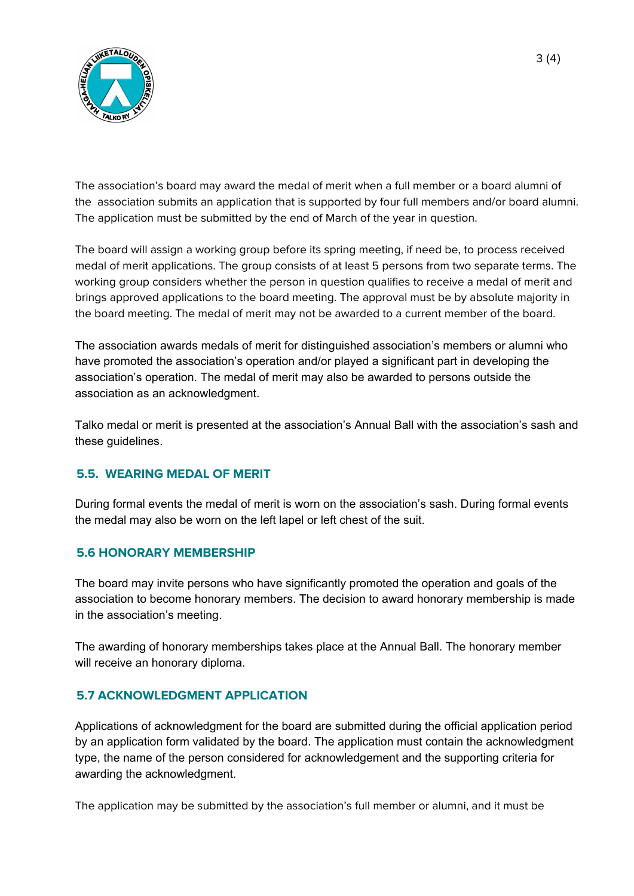The association's board may award the medal of merit when a full member or a board alumni of the association submits an application that is supported by four full members and/or board alumni. The application must be submitted by the end of March of the year in question.

The board will assign a working group before its spring meeting, if need be, to process received medal of merit applications. The group consists of at least 5 persons from two separate terms. The working group considers whether the person in question qualifies to receive a medal of merit and brings approved applications to the board meeting. The approval must be by absolute majority in the board meeting. The medal of merit may not be awarded to a current member of the board.

The association awards medals of merit for distinguished association's members or alumni who have promoted the association's operation and/or played a significant part in developing the association's operation. The medal of merit may also be awarded to persons outside the association as an acknowledgment.

Talko medal or merit is presented at the association's Annual Ball with the association's sash and these guidelines.

### 5.5. WEARING MEDAL OF MERIT

During formal events the medal of merit is worn on the association's sash. During formal events the medal may also be worn on the left lapel or left chest of the suit.

### 5.6 HONORARY MEMBERSHIP

The board may invite persons who have significantly promoted the operation and goals of the association to become honorary members. The decision to award honorary membership is made in the association's meeting.

The awarding of honorary memberships takes place at the Annual Ball. The honorary member will receive an honorary diploma.

### 5.7 ACKNOWLEDGMENT APPLICATION

Applications of acknowledgment for the board are submitted during the official application period by an application form validated by the board. The application must contain the acknowledgment type, the name of the person considered for acknowledgement and the supporting criteria for awarding the acknowledgment.

The application may be submitted by the association's full member or alumni, and it must be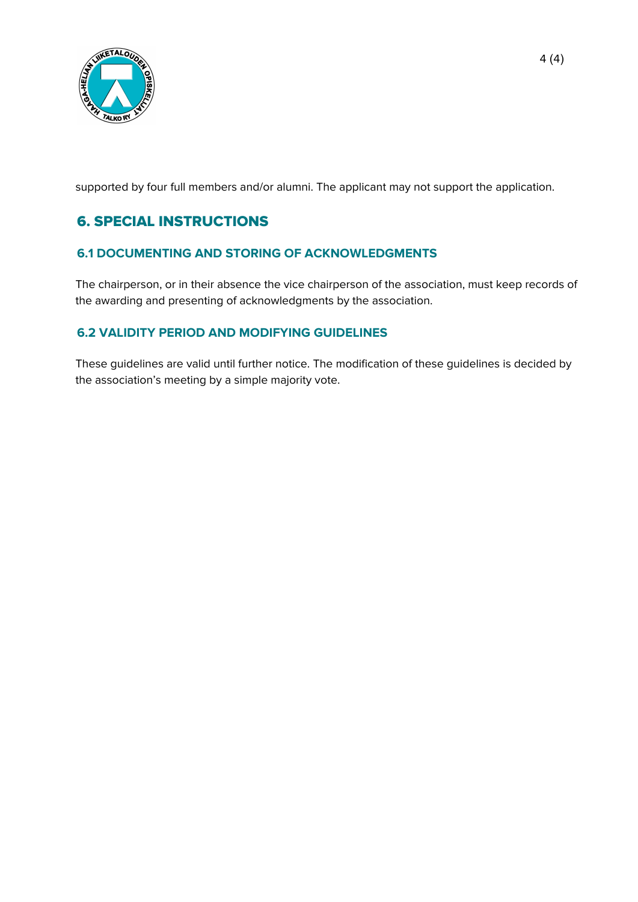supported by four full members and/or alumni. The applicant may not support the application.

# 6. SPECIAL INSTRUCTIONS

## 6.1 DOCUMENTING AND STORING OF ACKNOWLEDGMENTS

The chairperson, or in their absence the vice chairperson of the association, must keep records of the awarding and presenting of acknowledgments by the association.

## 6.2 VALIDITY PERIOD AND MODIFYING GUIDELINES

These guidelines are valid until further notice. The modification of these guidelines is decided by the association's meeting by a simple majority vote.